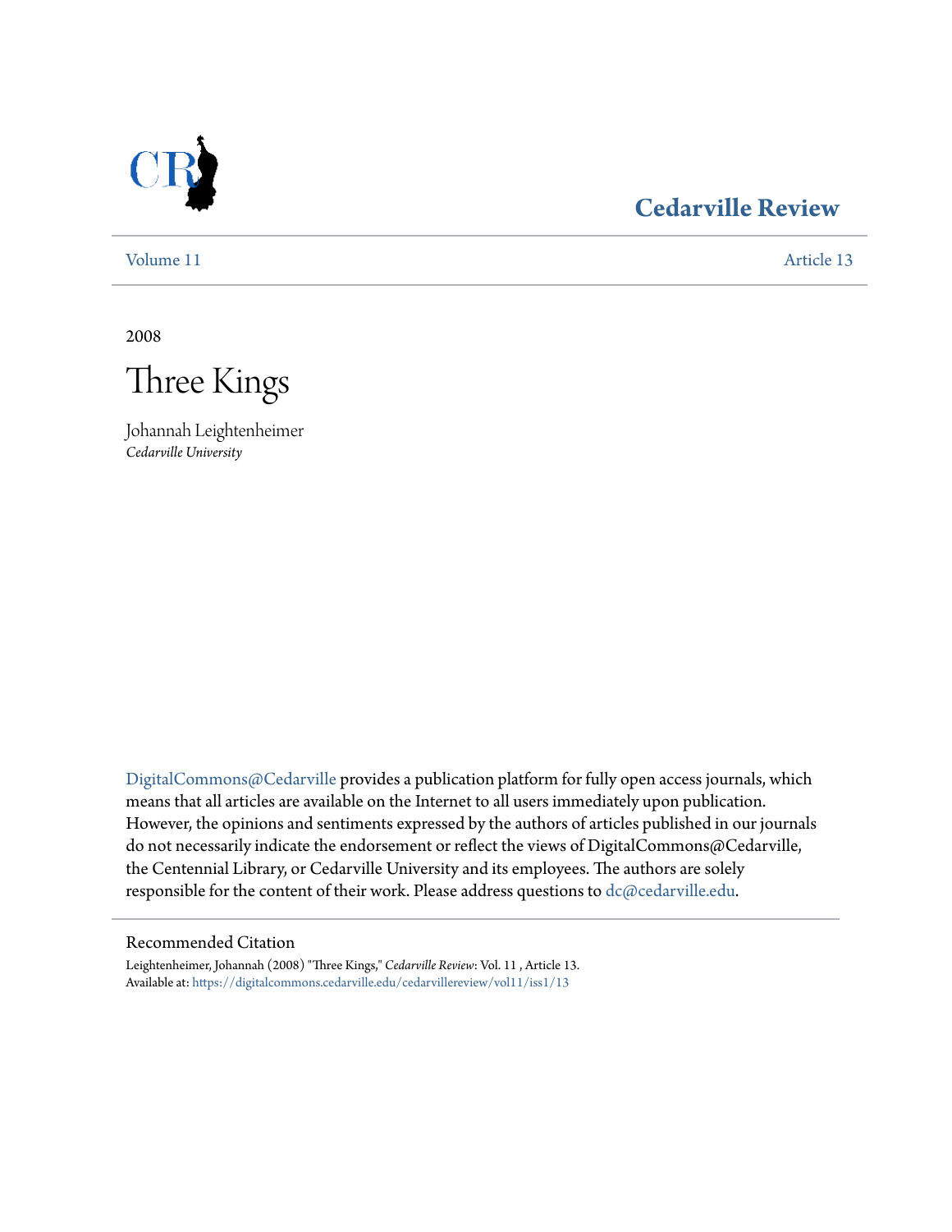# Cedarville Review

Volume 11 | Article 13

2008

# Three Kings

Johannah Leightenheimer
*Cedarville University*

DigitalCommons@Cedarville provides a publication platform for fully open access journals, which means that all articles are available on the Internet to all users immediately upon publication. However, the opinions and sentiments expressed by the authors of articles published in our journals do not necessarily indicate the endorsement or reflect the views of DigitalCommons@Cedarville, the Centennial Library, or Cedarville University and its employees. The authors are solely responsible for the content of their work. Please address questions to dc@cedarville.edu.

## Recommended Citation

Leightenheimer, Johannah (2008) "Three Kings," *Cedarville Review*: Vol. 11 , Article 13.
Available at: https://digitalcommons.cedarville.edu/cedarvillereview/vol11/iss1/13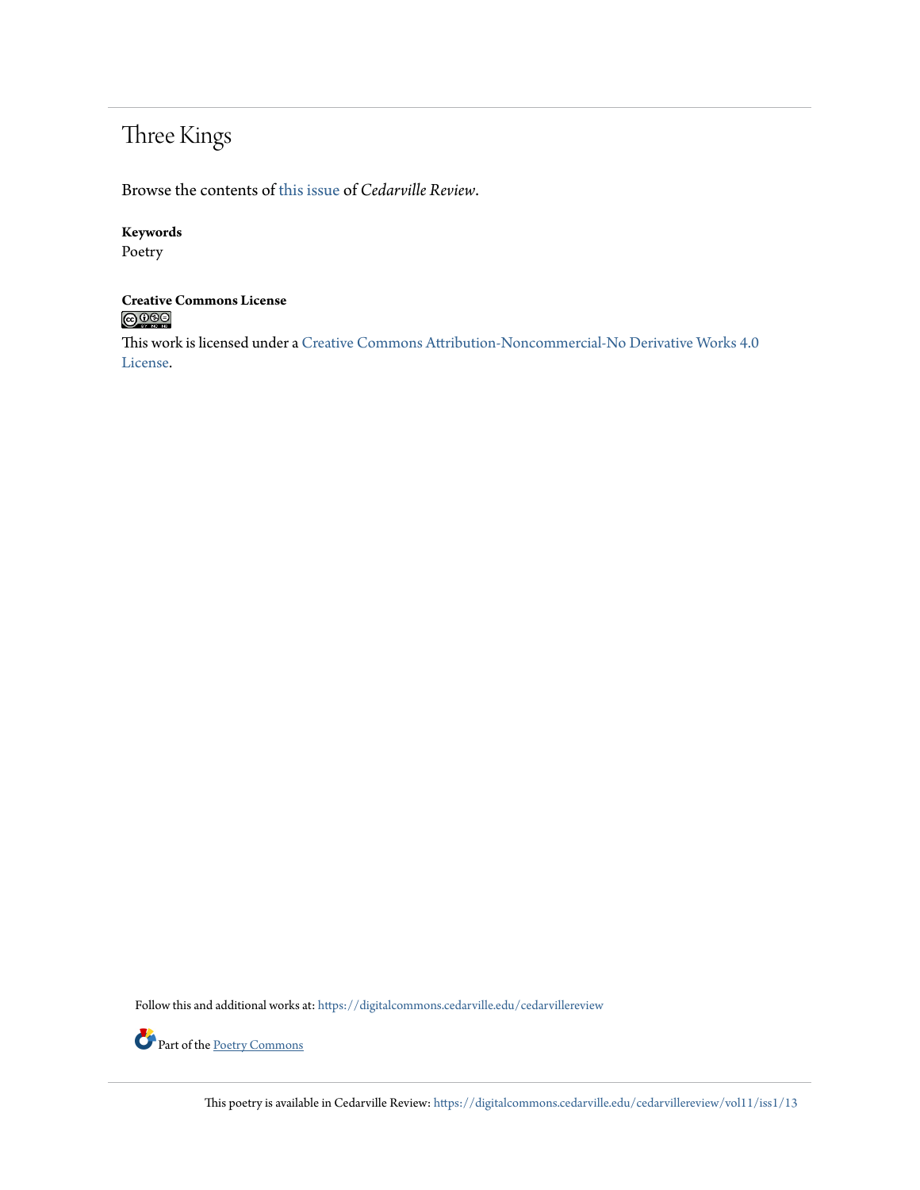# Three Kings

Browse the contents of this issue of *Cedarville Review*.

**Keywords**
Poetry

**Creative Commons License**

This work is licensed under a Creative Commons Attribution-Noncommercial-No Derivative Works 4.0 License.

Follow this and additional works at: https://digitalcommons.cedarville.edu/cedarvillereview

Part of the Poetry Commons

This poetry is available in Cedarville Review: https://digitalcommons.cedarville.edu/cedarvillereview/vol11/iss1/13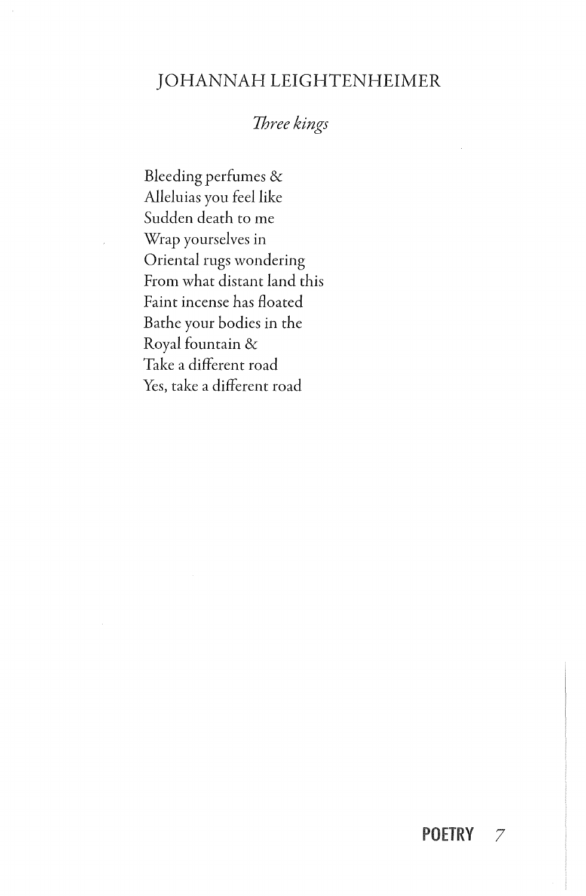## JOHANNAH LEIGHTENHEIMER

### *Three kings*

Bleeding perfumes &  
Alleluias you feel like  
Sudden death to me  
Wrap yourselves in  
Oriental rugs wondering  
From what distant land this  
Faint incense has floated  
Bathe your bodies in the  
Royal fountain &  
Take a different road  
Yes, take a different road